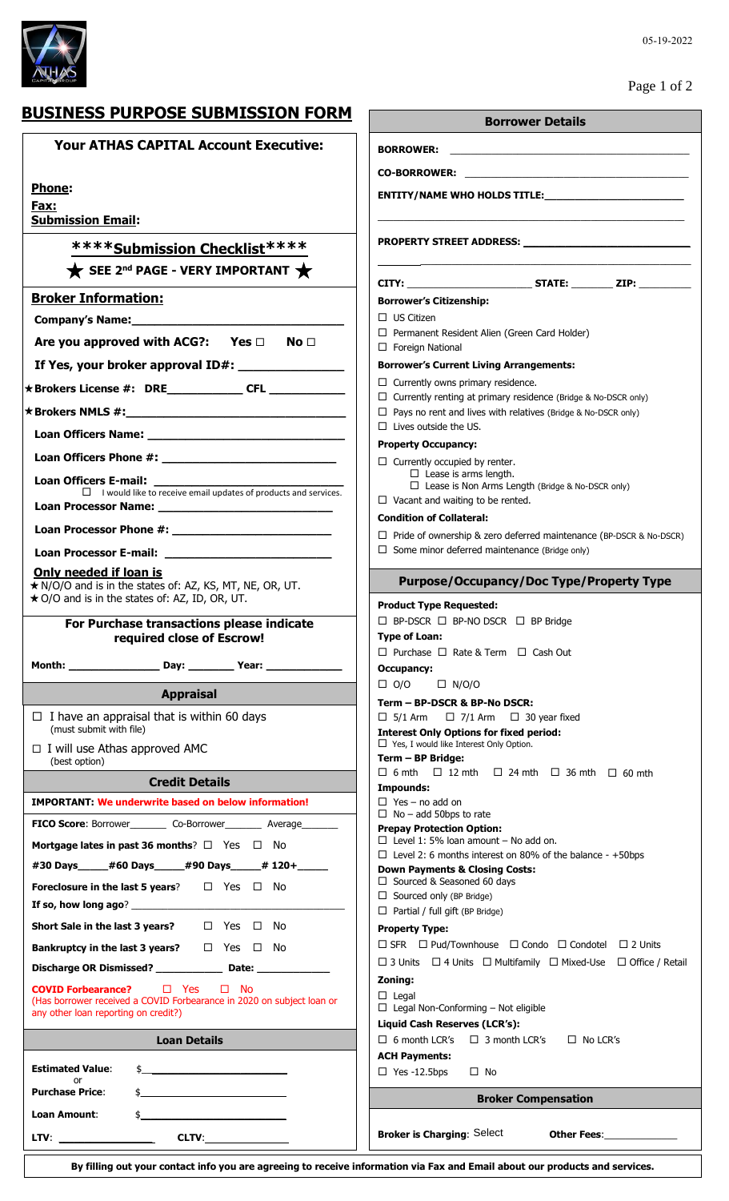05-19-2022

# BUSINESS PURPOSE SUBMISSION FORM

## Your ATHAS CAPITAL Account Executive:

**Phone:**

**Fax:**

**Submission Email:**

## ****Submission Checklist****

★ SEE 2nd PAGE - VERY IMPORTANT ★

## Broker Information:

**Company's Name:**___________________________

**Are you approved with ACG?:** Yes ☐ No ☐

**If Yes, your broker approval ID#:** ______________

★**Brokers License #: DRE**___________ **CFL** ___________

★**Brokers NMLS #:**___________________________

**Loan Officers Name:** ___________________________

**Loan Officers Phone #:** ___________________________

**Loan Officers E-mail:** ___________________________

☐ I would like to receive email updates of products and services.

**Loan Processor Name:** ___________________________

**Loan Processor Phone #:** ___________________________

**Loan Processor E-mail:** ___________________________

**Only needed if loan is**

★ N/O/O and is in the states of: AZ, KS, MT, NE, OR, UT.

★ O/O and is in the states of: AZ, ID, OR, UT.

**For Purchase transactions please indicate required close of Escrow!**

**Month:** _______________ **Day:** ________ **Year:** ____________

## Appraisal

☐ I have an appraisal that is within 60 days (must submit with file)

☐ I will use Athas approved AMC (best option)

## Credit Details

**IMPORTANT: We underwrite based on below information!**

**FICO Score:** Borrower_______ Co-Borrower_______ Average_______

**Mortgage lates in past 36 months?** ☐ Yes ☐ No

**#30 Days**_____**#60 Days**_____**#90 Days**_____**# 120+**_____

**Foreclosure in the last 5 years?** ☐ Yes ☐ No

**If so, how long ago?** ___________________________

**Short Sale in the last 3 years?** ☐ Yes ☐ No

**Bankruptcy in the last 3 years?** ☐ Yes ☐ No

**Discharge OR Dismissed?** ___________ **Date:** ____________

**COVID Forbearance?** ☐ Yes ☐ No
(Has borrower received a COVID Forbearance in 2020 on subject loan or any other loan reporting on credit?)

## Loan Details

**Estimated Value:** $______________________
or
**Purchase Price:** $______________________

**Loan Amount:** $______________________

**LTV:** _______________ **CLTV:**_______________

## Borrower Details

**BORROWER:** ___________________________

**CO-BORROWER:** ___________________________

**ENTITY/NAME WHO HOLDS TITLE:**___________________________

**PROPERTY STREET ADDRESS:** ___________________________

**CITY:** _____________________ **STATE:** _______ **ZIP:** ________

**Borrower's Citizenship:**

☐ US Citizen

☐ Permanent Resident Alien (Green Card Holder)

☐ Foreign National

**Borrower's Current Living Arrangements:**

☐ Currently owns primary residence.

☐ Currently renting at primary residence (Bridge & No-DSCR only)

☐ Pays no rent and lives with relatives (Bridge & No-DSCR only)

☐ Lives outside the US.

**Property Occupancy:**

☐ Currently occupied by renter.
- ☐ Lease is arms length.
- ☐ Lease is Non Arms Length (Bridge & No-DSCR only)

☐ Vacant and waiting to be rented.

**Condition of Collateral:**

☐ Pride of ownership & zero deferred maintenance (BP-DSCR & No-DSCR)

☐ Some minor deferred maintenance (Bridge only)

## Purpose/Occupancy/Doc Type/Property Type

**Product Type Requested:**
☐ BP-DSCR ☐ BP-NO DSCR ☐ BP Bridge

**Type of Loan:**
☐ Purchase ☐ Rate & Term ☐ Cash Out

**Occupancy:**
☐ O/O ☐ N/O/O

**Term – BP-DSCR & BP-No DSCR:**
☐ 5/1 Arm ☐ 7/1 Arm ☐ 30 year fixed

**Interest Only Options for fixed period:**
☐ Yes, I would like Interest Only Option.

**Term – BP Bridge:**
☐ 6 mth ☐ 12 mth ☐ 24 mth ☐ 36 mth ☐ 60 mth

**Impounds:**
☐ Yes – no add on
☐ No – add 50bps to rate

**Prepay Protection Option:**
☐ Level 1: 5% loan amount – No add on.
☐ Level 2: 6 months interest on 80% of the balance - +50bps

**Down Payments & Closing Costs:**
☐ Sourced & Seasoned 60 days
☐ Sourced only (BP Bridge)
☐ Partial / full gift (BP Bridge)

**Property Type:**
☐ SFR ☐ Pud/Townhouse ☐ Condo ☐ Condotel ☐ 2 Units
☐ 3 Units ☐ 4 Units ☐ Multifamily ☐ Mixed-Use ☐ Office / Retail

**Zoning:**
☐ Legal
☐ Legal Non-Conforming – Not eligible

**Liquid Cash Reserves (LCR's):**
☐ 6 month LCR's ☐ 3 month LCR's ☐ No LCR's

**ACH Payments:**
☐ Yes -12.5bps ☐ No

## Broker Compensation

**Broker is Charging:** Select **Other Fees:**_____________

**By filling out your contact info you are agreeing to receive information via Fax and Email about our products and services.**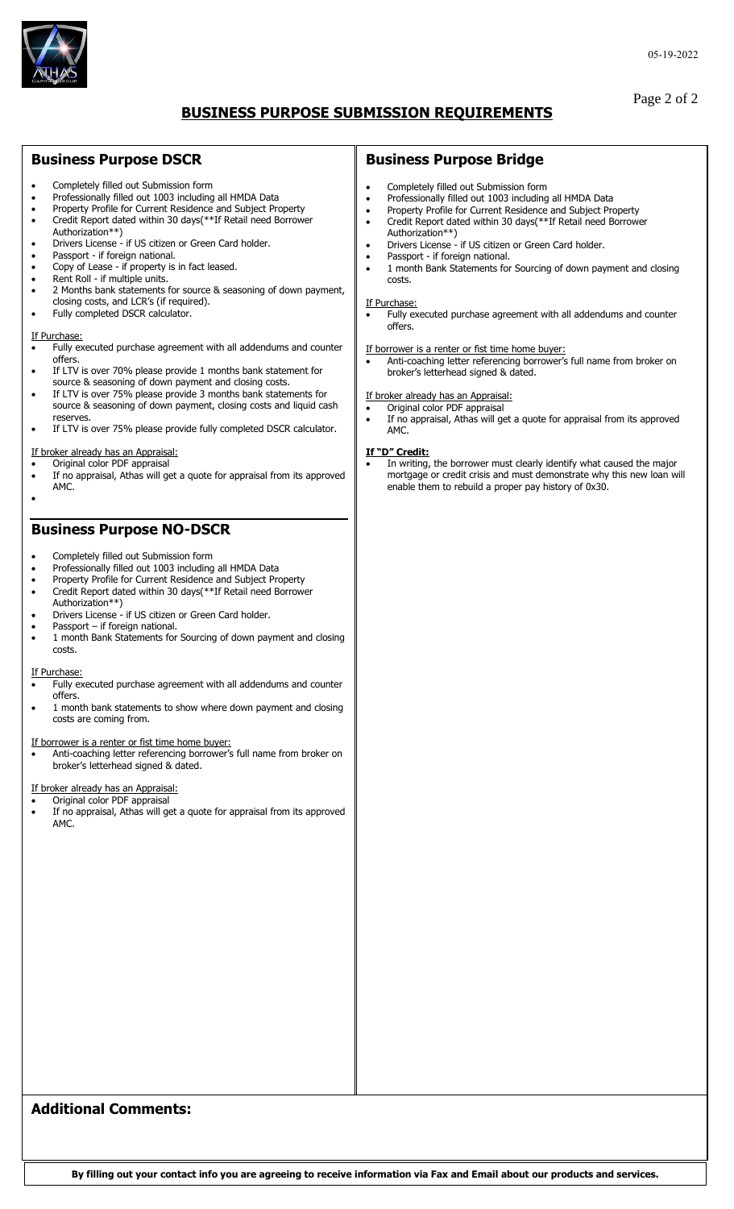# BUSINESS PURPOSE SUBMISSION REQUIREMENTS

## Business Purpose DSCR

- Completely filled out Submission form
- Professionally filled out 1003 including all HMDA Data
- Property Profile for Current Residence and Subject Property
- Credit Report dated within 30 days(**If Retail need Borrower Authorization**)
- Drivers License - if US citizen or Green Card holder.
- Passport - if foreign national.
- Copy of Lease - if property is in fact leased.
- Rent Roll - if multiple units.
- 2 Months bank statements for source & seasoning of down payment, closing costs, and LCR's (if required).
- Fully completed DSCR calculator.

<u>If Purchase:</u>

- Fully executed purchase agreement with all addendums and counter offers.
- If LTV is over 70% please provide 1 months bank statement for source & seasoning of down payment and closing costs.
- If LTV is over 75% please provide 3 months bank statements for source & seasoning of down payment, closing costs and liquid cash reserves.
- If LTV is over 75% please provide fully completed DSCR calculator.

<u>If broker already has an Appraisal:</u>

- Original color PDF appraisal
- If no appraisal, Athas will get a quote for appraisal from its approved AMC.

## Business Purpose NO-DSCR

- Completely filled out Submission form
- Professionally filled out 1003 including all HMDA Data
- Property Profile for Current Residence and Subject Property
- Credit Report dated within 30 days(**If Retail need Borrower Authorization**)
- Drivers License - if US citizen or Green Card holder.
- Passport – if foreign national.
- 1 month Bank Statements for Sourcing of down payment and closing costs.

<u>If Purchase:</u>

- Fully executed purchase agreement with all addendums and counter offers.
- 1 month bank statements to show where down payment and closing costs are coming from.

<u>If borrower is a renter or fist time home buyer:</u>

- Anti-coaching letter referencing borrower's full name from broker on broker's letterhead signed & dated.

<u>If broker already has an Appraisal:</u>

- Original color PDF appraisal
- If no appraisal, Athas will get a quote for appraisal from its approved AMC.

## Business Purpose Bridge

- Completely filled out Submission form
- Professionally filled out 1003 including all HMDA Data
- Property Profile for Current Residence and Subject Property
- Credit Report dated within 30 days(**If Retail need Borrower Authorization**)
- Drivers License - if US citizen or Green Card holder.
- Passport - if foreign national.
- 1 month Bank Statements for Sourcing of down payment and closing costs.

<u>If Purchase:</u>

- Fully executed purchase agreement with all addendums and counter offers.

<u>If borrower is a renter or fist time home buyer:</u>

- Anti-coaching letter referencing borrower's full name from broker on broker's letterhead signed & dated.

<u>If broker already has an Appraisal:</u>

- Original color PDF appraisal
- If no appraisal, Athas will get a quote for appraisal from its approved AMC.

**<u>If "D" Credit:</u>**

- In writing, the borrower must clearly identify what caused the major mortgage or credit crisis and must demonstrate why this new loan will enable them to rebuild a proper pay history of 0x30.

## Additional Comments:

**By filling out your contact info you are agreeing to receive information via Fax and Email about our products and services.**